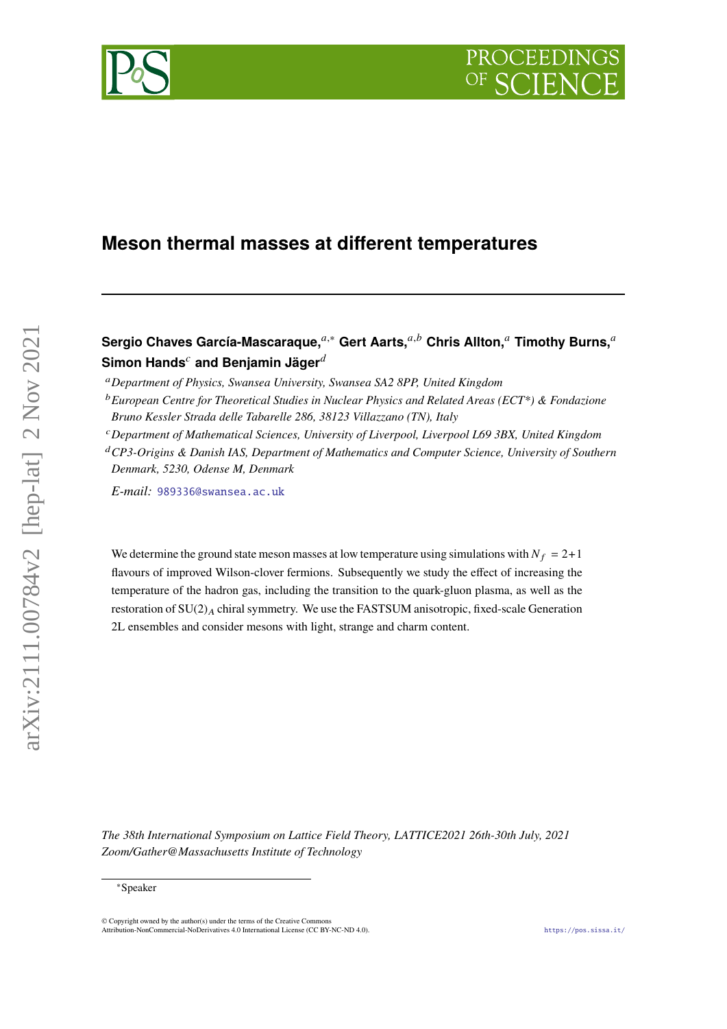# Meson thermal masses at different temperatures

**Sergio Chaves García-Mascaraque,**[a,*] **Gert Aarts,**[a,b] **Chris Allton,**[a] **Timothy Burns,**[a] **Simon Hands**[c] **and Benjamin Jäger**[d]

[a] *Department of Physics, Swansea University, Swansea SA2 8PP, United Kingdom*

[b] *European Centre for Theoretical Studies in Nuclear Physics and Related Areas (ECT\*) & Fondazione Bruno Kessler Strada delle Tabarelle 286, 38123 Villazzano (TN), Italy*

[c] *Department of Mathematical Sciences, University of Liverpool, Liverpool L69 3BX, United Kingdom*

[d] *CP3-Origins & Danish IAS, Department of Mathematics and Computer Science, University of Southern Denmark, 5230, Odense M, Denmark*

*E-mail:* 989336@swansea.ac.uk

We determine the ground state meson masses at low temperature using simulations with $N_f = 2+1$ flavours of improved Wilson-clover fermions. Subsequently we study the effect of increasing the temperature of the hadron gas, including the transition to the quark-gluon plasma, as well as the restoration of $\mathrm{SU}(2)_A$ chiral symmetry. We use the FASTSUM anisotropic, fixed-scale Generation 2L ensembles and consider mesons with light, strange and charm content.

*The 38th International Symposium on Lattice Field Theory, LATTICE2021 26th-30th July, 2021 Zoom/Gather@Massachusetts Institute of Technology*

*Speaker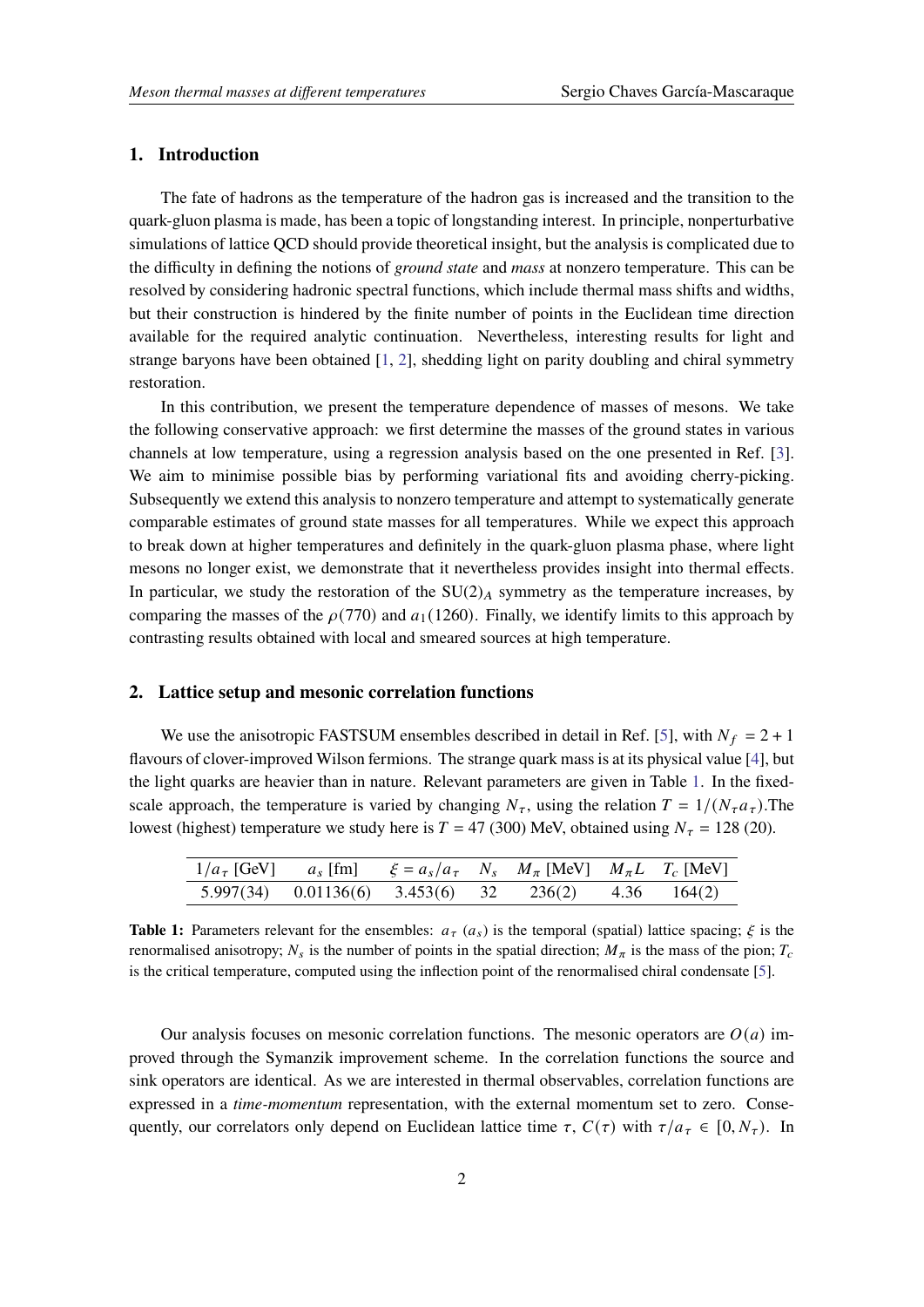## 1. Introduction

The fate of hadrons as the temperature of the hadron gas is increased and the transition to the quark-gluon plasma is made, has been a topic of longstanding interest. In principle, nonperturbative simulations of lattice QCD should provide theoretical insight, but the analysis is complicated due to the difficulty in defining the notions of *ground state* and *mass* at nonzero temperature. This can be resolved by considering hadronic spectral functions, which include thermal mass shifts and widths, but their construction is hindered by the finite number of points in the Euclidean time direction available for the required analytic continuation. Nevertheless, interesting results for light and strange baryons have been obtained [1, 2], shedding light on parity doubling and chiral symmetry restoration.

In this contribution, we present the temperature dependence of masses of mesons. We take the following conservative approach: we first determine the masses of the ground states in various channels at low temperature, using a regression analysis based on the one presented in Ref. [3]. We aim to minimise possible bias by performing variational fits and avoiding cherry-picking. Subsequently we extend this analysis to nonzero temperature and attempt to systematically generate comparable estimates of ground state masses for all temperatures. While we expect this approach to break down at higher temperatures and definitely in the quark-gluon plasma phase, where light mesons no longer exist, we demonstrate that it nevertheless provides insight into thermal effects. In particular, we study the restoration of the $SU(2)_A$ symmetry as the temperature increases, by comparing the masses of the $\rho(770)$ and $a_1(1260)$. Finally, we identify limits to this approach by contrasting results obtained with local and smeared sources at high temperature.

## 2. Lattice setup and mesonic correlation functions

We use the anisotropic FASTSUM ensembles described in detail in Ref. [5], with $N_f = 2+1$ flavours of clover-improved Wilson fermions. The strange quark mass is at its physical value [4], but the light quarks are heavier than in nature. Relevant parameters are given in Table 1. In the fixed-scale approach, the temperature is varied by changing $N_\tau$, using the relation $T = 1/(N_\tau a_\tau)$.The lowest (highest) temperature we study here is $T = 47$ (300) MeV, obtained using $N_\tau = 128$ (20).

| $1/a_\tau$ [GeV] | $a_s$ [fm] | $\xi = a_s/a_\tau$ | $N_s$ | $M_\pi$ [MeV] | $M_\pi L$ | $T_c$ [MeV] |
|---|---|---|---|---|---|---|
| 5.997(34) | 0.01136(6) | 3.453(6) | 32 | 236(2) | 4.36 | 164(2) |

**Table 1:** Parameters relevant for the ensembles: $a_\tau$ ($a_s$) is the temporal (spatial) lattice spacing; $\xi$ is the renormalised anisotropy; $N_s$ is the number of points in the spatial direction; $M_\pi$ is the mass of the pion; $T_c$ is the critical temperature, computed using the inflection point of the renormalised chiral condensate [5].

Our analysis focuses on mesonic correlation functions. The mesonic operators are $O(a)$ improved through the Symanzik improvement scheme. In the correlation functions the source and sink operators are identical. As we are interested in thermal observables, correlation functions are expressed in a *time-momentum* representation, with the external momentum set to zero. Consequently, our correlators only depend on Euclidean lattice time $\tau$, $C(\tau)$ with $\tau/a_\tau \in [0, N_\tau)$. In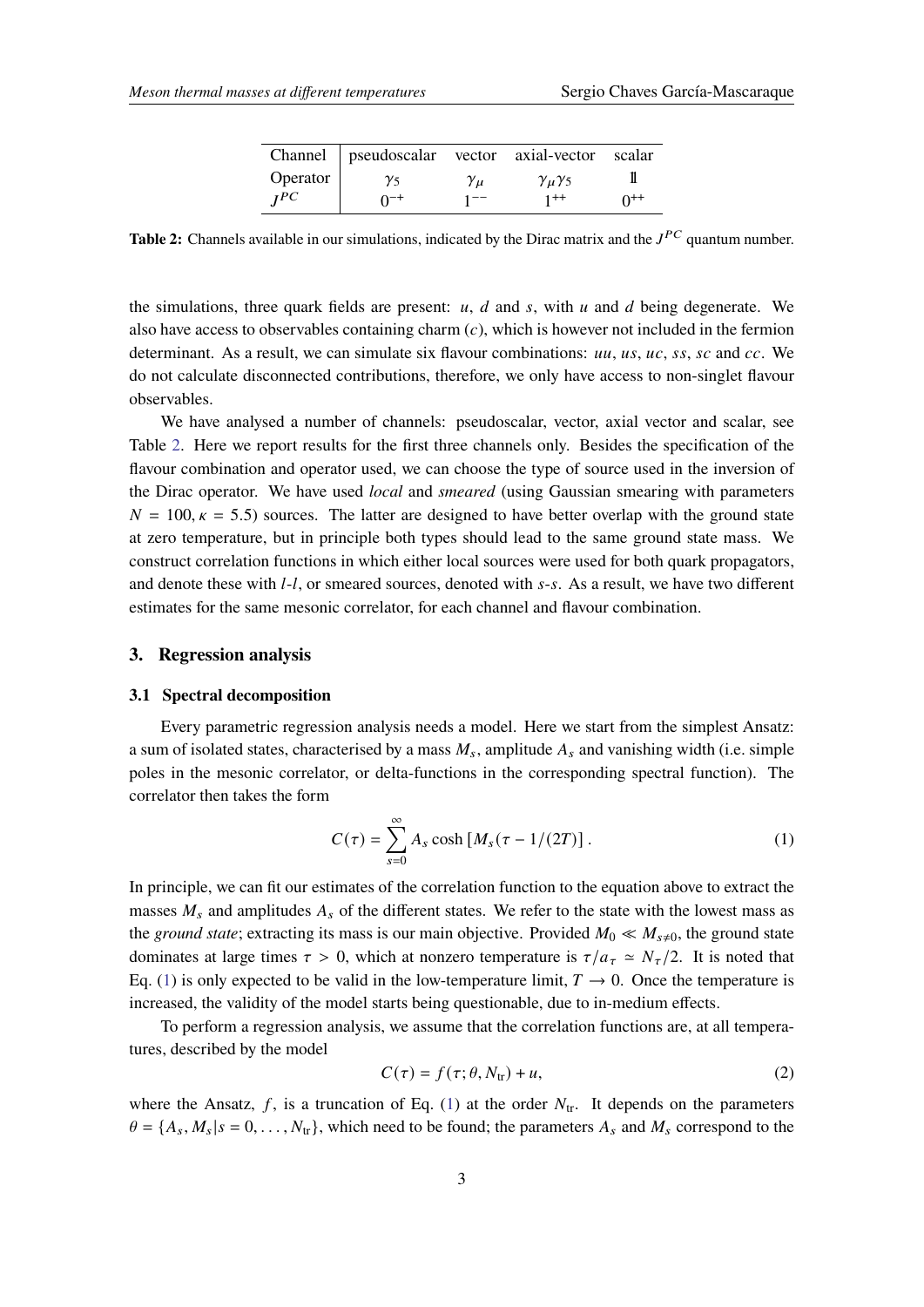| Channel | pseudoscalar | vector | axial-vector | scalar |
|---|---|---|---|---|
| Operator | $\gamma_5$ | $\gamma_\mu$ | $\gamma_\mu\gamma_5$ | $\mathbb{1}$ |
| $J^{PC}$ | $0^{-+}$ | $1^{--}$ | $1^{++}$ | $0^{++}$ |

**Table 2:** Channels available in our simulations, indicated by the Dirac matrix and the $J^{PC}$ quantum number.

the simulations, three quark fields are present: $u$, $d$ and $s$, with $u$ and $d$ being degenerate. We also have access to observables containing charm ($c$), which is however not included in the fermion determinant. As a result, we can simulate six flavour combinations: $uu$, $us$, $uc$, $ss$, $sc$ and $cc$. We do not calculate disconnected contributions, therefore, we only have access to non-singlet flavour observables.

We have analysed a number of channels: pseudoscalar, vector, axial vector and scalar, see Table 2. Here we report results for the first three channels only. Besides the specification of the flavour combination and operator used, we can choose the type of source used in the inversion of the Dirac operator. We have used *local* and *smeared* (using Gaussian smearing with parameters $N = 100, \kappa = 5.5$) sources. The latter are designed to have better overlap with the ground state at zero temperature, but in principle both types should lead to the same ground state mass. We construct correlation functions in which either local sources were used for both quark propagators, and denote these with *l-l*, or smeared sources, denoted with *s-s*. As a result, we have two different estimates for the same mesonic correlator, for each channel and flavour combination.

## 3. Regression analysis

### 3.1 Spectral decomposition

Every parametric regression analysis needs a model. Here we start from the simplest Ansatz: a sum of isolated states, characterised by a mass $M_s$, amplitude $A_s$ and vanishing width (i.e. simple poles in the mesonic correlator, or delta-functions in the corresponding spectral function). The correlator then takes the form

$$C(\tau) = \sum_{s=0}^{\infty} A_s \cosh\left[M_s(\tau - 1/(2T)\right]. \tag{1}$$

In principle, we can fit our estimates of the correlation function to the equation above to extract the masses $M_s$ and amplitudes $A_s$ of the different states. We refer to the state with the lowest mass as the *ground state*; extracting its mass is our main objective. Provided $M_0 \ll M_{s\neq 0}$, the ground state dominates at large times $\tau > 0$, which at nonzero temperature is $\tau/a_\tau \simeq N_\tau/2$. It is noted that Eq. (1) is only expected to be valid in the low-temperature limit, $T \to 0$. Once the temperature is increased, the validity of the model starts being questionable, due to in-medium effects.

To perform a regression analysis, we assume that the correlation functions are, at all temperatures, described by the model

$$C(\tau) = f(\tau; \theta, N_{\text{tr}}) + u, \tag{2}$$

where the Ansatz, $f$, is a truncation of Eq. (1) at the order $N_{\text{tr}}$. It depends on the parameters $\theta = \{A_s, M_s | s = 0, \dots, N_{\text{tr}}\}$, which need to be found; the parameters $A_s$ and $M_s$ correspond to the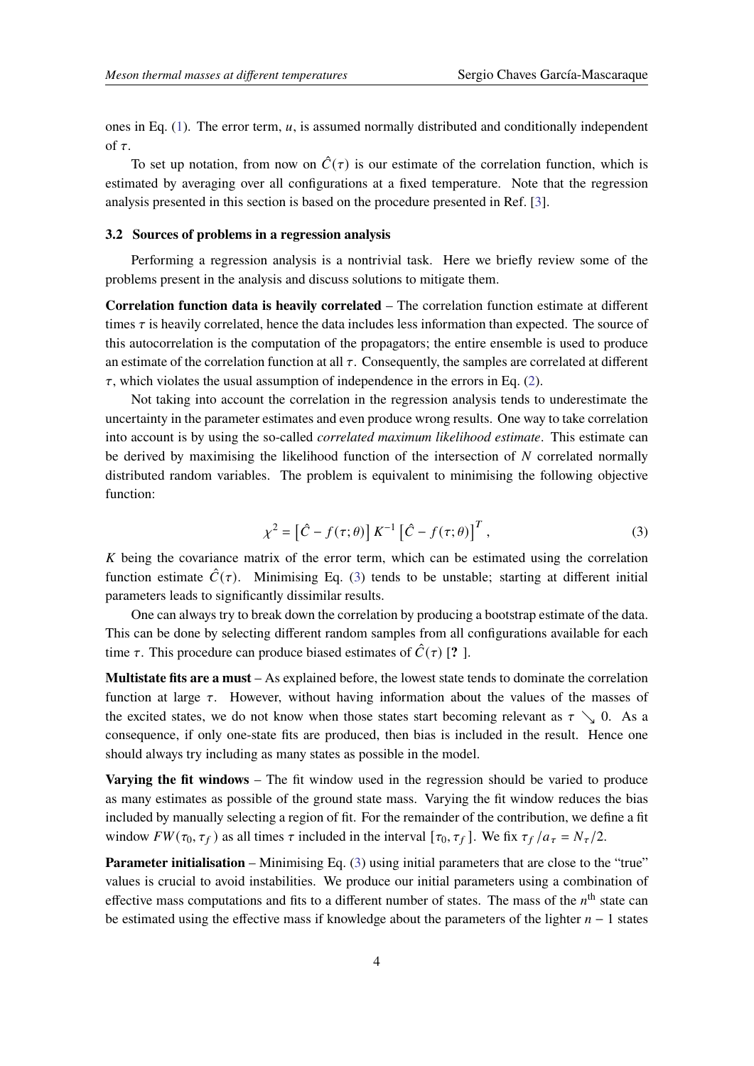ones in Eq. (1). The error term, $u$, is assumed normally distributed and conditionally independent of $\tau$.

To set up notation, from now on $\hat{C}(\tau)$ is our estimate of the correlation function, which is estimated by averaging over all configurations at a fixed temperature. Note that the regression analysis presented in this section is based on the procedure presented in Ref. [3].

### 3.2 Sources of problems in a regression analysis

Performing a regression analysis is a nontrivial task. Here we briefly review some of the problems present in the analysis and discuss solutions to mitigate them.

**Correlation function data is heavily correlated** – The correlation function estimate at different times $\tau$ is heavily correlated, hence the data includes less information than expected. The source of this autocorrelation is the computation of the propagators; the entire ensemble is used to produce an estimate of the correlation function at all $\tau$. Consequently, the samples are correlated at different $\tau$, which violates the usual assumption of independence in the errors in Eq. (2).

Not taking into account the correlation in the regression analysis tends to underestimate the uncertainty in the parameter estimates and even produce wrong results. One way to take correlation into account is by using the so-called *correlated maximum likelihood estimate*. This estimate can be derived by maximising the likelihood function of the intersection of $N$ correlated normally distributed random variables. The problem is equivalent to minimising the following objective function:

$$\chi^2 = \left[\hat{C} - f(\tau;\theta)\right] K^{-1} \left[\hat{C} - f(\tau;\theta)\right]^T , \tag{3}$$

$K$ being the covariance matrix of the error term, which can be estimated using the correlation function estimate $\hat{C}(\tau)$. Minimising Eq. (3) tends to be unstable; starting at different initial parameters leads to significantly dissimilar results.

One can always try to break down the correlation by producing a bootstrap estimate of the data. This can be done by selecting different random samples from all configurations available for each time $\tau$. This procedure can produce biased estimates of $\hat{C}(\tau)$ [**?** ].

**Multistate fits are a must** – As explained before, the lowest state tends to dominate the correlation function at large $\tau$. However, without having information about the values of the masses of the excited states, we do not know when those states start becoming relevant as $\tau \searrow 0$. As a consequence, if only one-state fits are produced, then bias is included in the result. Hence one should always try including as many states as possible in the model.

**Varying the fit windows** – The fit window used in the regression should be varied to produce as many estimates as possible of the ground state mass. Varying the fit window reduces the bias included by manually selecting a region of fit. For the remainder of the contribution, we define a fit window $FW(\tau_0, \tau_f)$ as all times $\tau$ included in the interval $[\tau_0, \tau_f]$. We fix $\tau_f / a_\tau = N_\tau/2$.

**Parameter initialisation** – Minimising Eq. (3) using initial parameters that are close to the "true" values is crucial to avoid instabilities. We produce our initial parameters using a combination of effective mass computations and fits to a different number of states. The mass of the $n^{\text{th}}$ state can be estimated using the effective mass if knowledge about the parameters of the lighter $n - 1$ states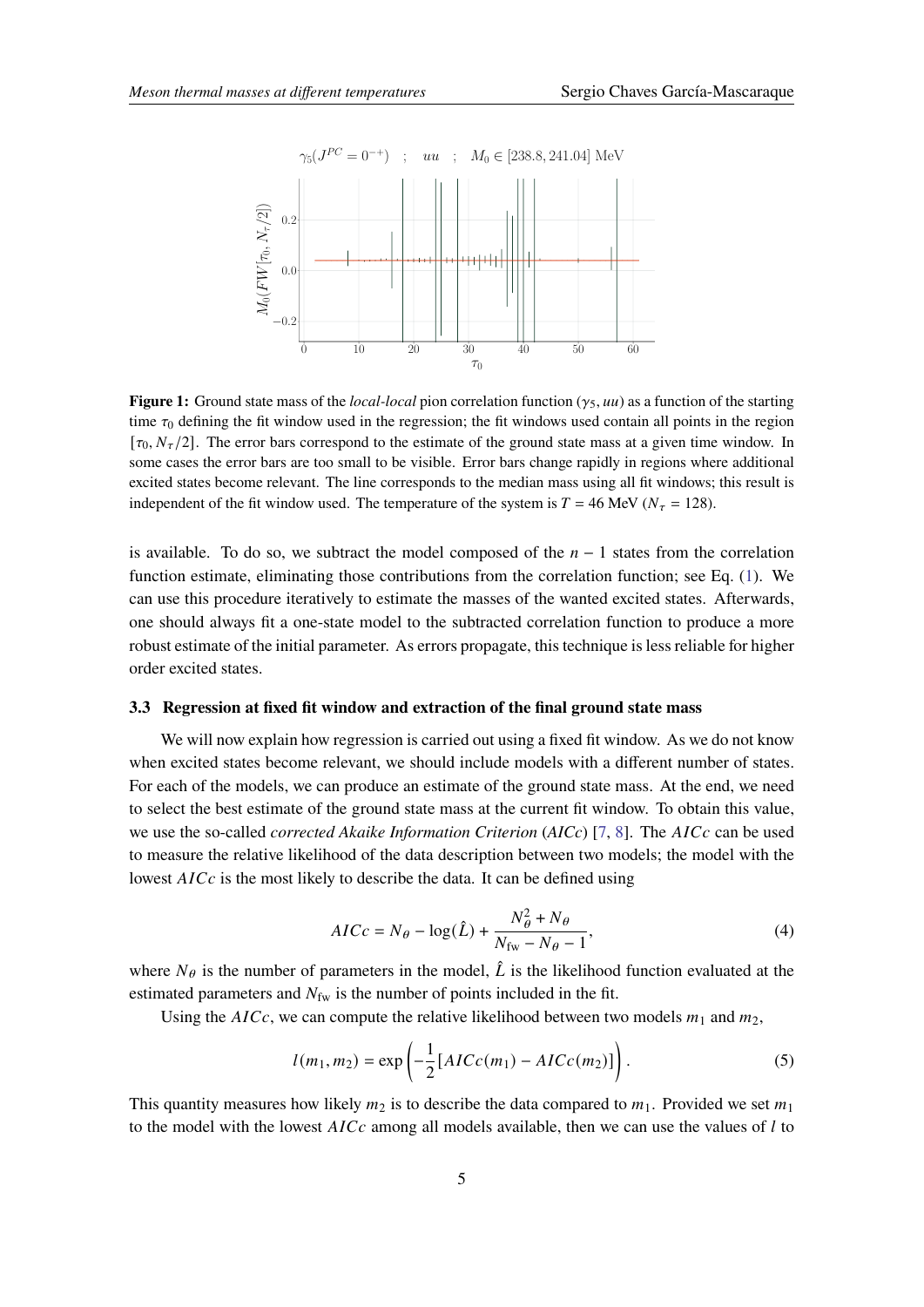**Figure 1:** Ground state mass of the *local-local* pion correlation function ($\gamma_5, uu$) as a function of the starting time $\tau_0$ defining the fit window used in the regression; the fit windows used contain all points in the region $[\tau_0, N_\tau/2]$. The error bars correspond to the estimate of the ground state mass at a given time window. In some cases the error bars are too small to be visible. Error bars change rapidly in regions where additional excited states become relevant. The line corresponds to the median mass using all fit windows; this result is independent of the fit window used. The temperature of the system is $T = 46$ MeV ($N_\tau = 128$).

is available. To do so, we subtract the model composed of the $n-1$ states from the correlation function estimate, eliminating those contributions from the correlation function; see Eq. (1). We can use this procedure iteratively to estimate the masses of the wanted excited states. Afterwards, one should always fit a one-state model to the subtracted correlation function to produce a more robust estimate of the initial parameter. As errors propagate, this technique is less reliable for higher order excited states.

### 3.3 Regression at fixed fit window and extraction of the final ground state mass

We will now explain how regression is carried out using a fixed fit window. As we do not know when excited states become relevant, we should include models with a different number of states. For each of the models, we can produce an estimate of the ground state mass. At the end, we need to select the best estimate of the ground state mass at the current fit window. To obtain this value, we use the so-called *corrected Akaike Information Criterion* (*AICc*) [7, 8]. The $AICc$ can be used to measure the relative likelihood of the data description between two models; the model with the lowest $AICc$ is the most likely to describe the data. It can be defined using

$$AICc = N_\theta - \log(\hat{L}) + \frac{N_\theta^2 + N_\theta}{N_{\text{fw}} - N_\theta - 1}, \tag{4}$$

where $N_\theta$ is the number of parameters in the model, $\hat{L}$ is the likelihood function evaluated at the estimated parameters and $N_{\text{fw}}$ is the number of points included in the fit.

Using the $AICc$, we can compute the relative likelihood between two models $m_1$ and $m_2$,

$$l(m_1, m_2) = \exp\left(-\frac{1}{2}\left[AICc(m_1) - AICc(m_2)\right]\right). \tag{5}$$

This quantity measures how likely $m_2$ is to describe the data compared to $m_1$. Provided we set $m_1$ to the model with the lowest $AICc$ among all models available, then we can use the values of $l$ to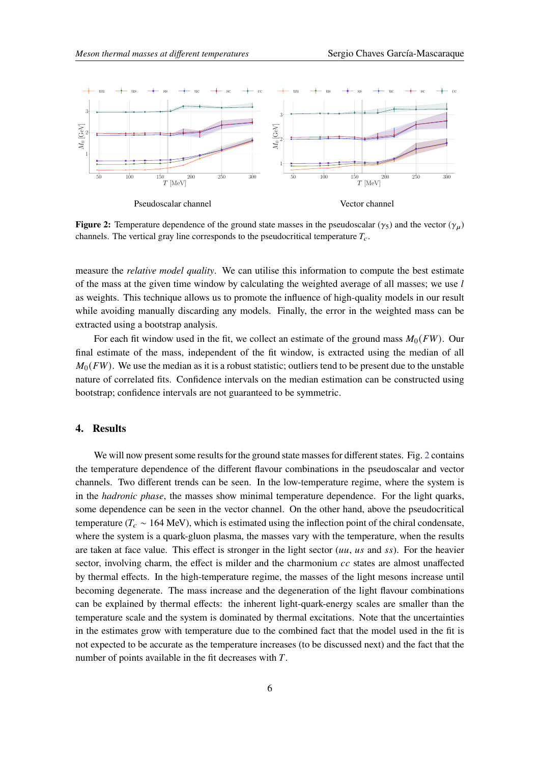Pseudoscalar channel

Vector channel

**Figure 2:** Temperature dependence of the ground state masses in the pseudoscalar ($\gamma_5$) and the vector ($\gamma_\mu$) channels. The vertical gray line corresponds to the pseudocritical temperature $T_c$.

measure the *relative model quality*. We can utilise this information to compute the best estimate of the mass at the given time window by calculating the weighted average of all masses; we use $l$ as weights. This technique allows us to promote the influence of high-quality models in our result while avoiding manually discarding any models. Finally, the error in the weighted mass can be extracted using a bootstrap analysis.

For each fit window used in the fit, we collect an estimate of the ground mass $M_0(FW)$. Our final estimate of the mass, independent of the fit window, is extracted using the median of all $M_0(FW)$. We use the median as it is a robust statistic; outliers tend to be present due to the unstable nature of correlated fits. Confidence intervals on the median estimation can be constructed using bootstrap; confidence intervals are not guaranteed to be symmetric.

## 4. Results

We will now present some results for the ground state masses for different states. Fig. 2 contains the temperature dependence of the different flavour combinations in the pseudoscalar and vector channels. Two different trends can be seen. In the low-temperature regime, where the system is in the *hadronic phase*, the masses show minimal temperature dependence. For the light quarks, some dependence can be seen in the vector channel. On the other hand, above the pseudocritical temperature ($T_c \sim 164$ MeV), which is estimated using the inflection point of the chiral condensate, where the system is a quark-gluon plasma, the masses vary with the temperature, when the results are taken at face value. This effect is stronger in the light sector ($uu$, $us$ and $ss$). For the heavier sector, involving charm, the effect is milder and the charmonium $cc$ states are almost unaffected by thermal effects. In the high-temperature regime, the masses of the light mesons increase until becoming degenerate. The mass increase and the degeneration of the light flavour combinations can be explained by thermal effects: the inherent light-quark-energy scales are smaller than the temperature scale and the system is dominated by thermal excitations. Note that the uncertainties in the estimates grow with temperature due to the combined fact that the model used in the fit is not expected to be accurate as the temperature increases (to be discussed next) and the fact that the number of points available in the fit decreases with $T$.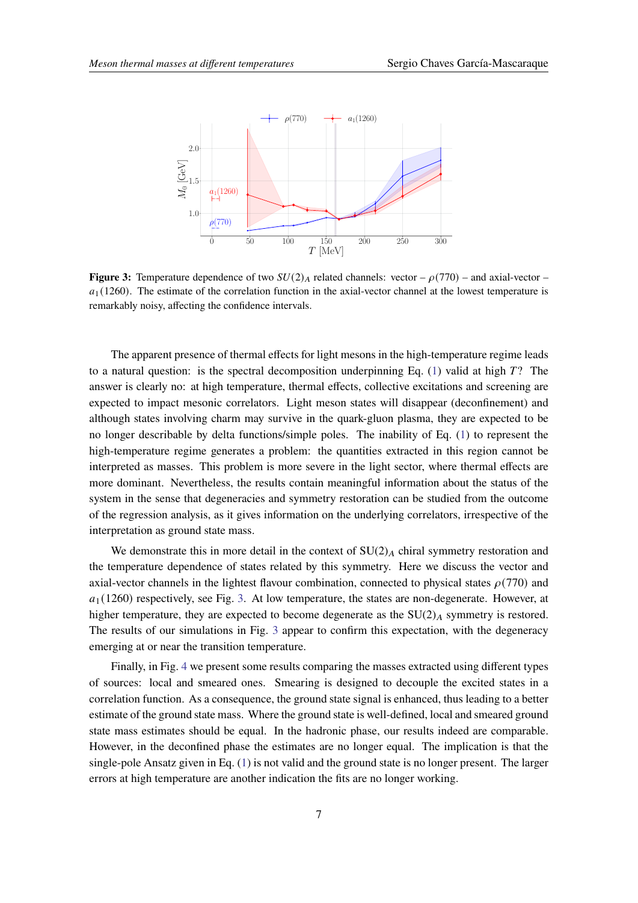**Figure 3:** Temperature dependence of two $SU(2)_A$ related channels: vector – $\rho(770)$ – and axial-vector – $a_1(1260)$. The estimate of the correlation function in the axial-vector channel at the lowest temperature is remarkably noisy, affecting the confidence intervals.

The apparent presence of thermal effects for light mesons in the high-temperature regime leads to a natural question: is the spectral decomposition underpinning Eq. (1) valid at high $T$? The answer is clearly no: at high temperature, thermal effects, collective excitations and screening are expected to impact mesonic correlators. Light meson states will disappear (deconfinement) and although states involving charm may survive in the quark-gluon plasma, they are expected to be no longer describable by delta functions/simple poles. The inability of Eq. (1) to represent the high-temperature regime generates a problem: the quantities extracted in this region cannot be interpreted as masses. This problem is more severe in the light sector, where thermal effects are more dominant. Nevertheless, the results contain meaningful information about the status of the system in the sense that degeneracies and symmetry restoration can be studied from the outcome of the regression analysis, as it gives information on the underlying correlators, irrespective of the interpretation as ground state mass.

We demonstrate this in more detail in the context of $\mathrm{SU}(2)_A$ chiral symmetry restoration and the temperature dependence of states related by this symmetry. Here we discuss the vector and axial-vector channels in the lightest flavour combination, connected to physical states $\rho(770)$ and $a_1(1260)$ respectively, see Fig. 3. At low temperature, the states are non-degenerate. However, at higher temperature, they are expected to become degenerate as the $\mathrm{SU}(2)_A$ symmetry is restored. The results of our simulations in Fig. 3 appear to confirm this expectation, with the degeneracy emerging at or near the transition temperature.

Finally, in Fig. 4 we present some results comparing the masses extracted using different types of sources: local and smeared ones. Smearing is designed to decouple the excited states in a correlation function. As a consequence, the ground state signal is enhanced, thus leading to a better estimate of the ground state mass. Where the ground state is well-defined, local and smeared ground state mass estimates should be equal. In the hadronic phase, our results indeed are comparable. However, in the deconfined phase the estimates are no longer equal. The implication is that the single-pole Ansatz given in Eq. (1) is not valid and the ground state is no longer present. The larger errors at high temperature are another indication the fits are no longer working.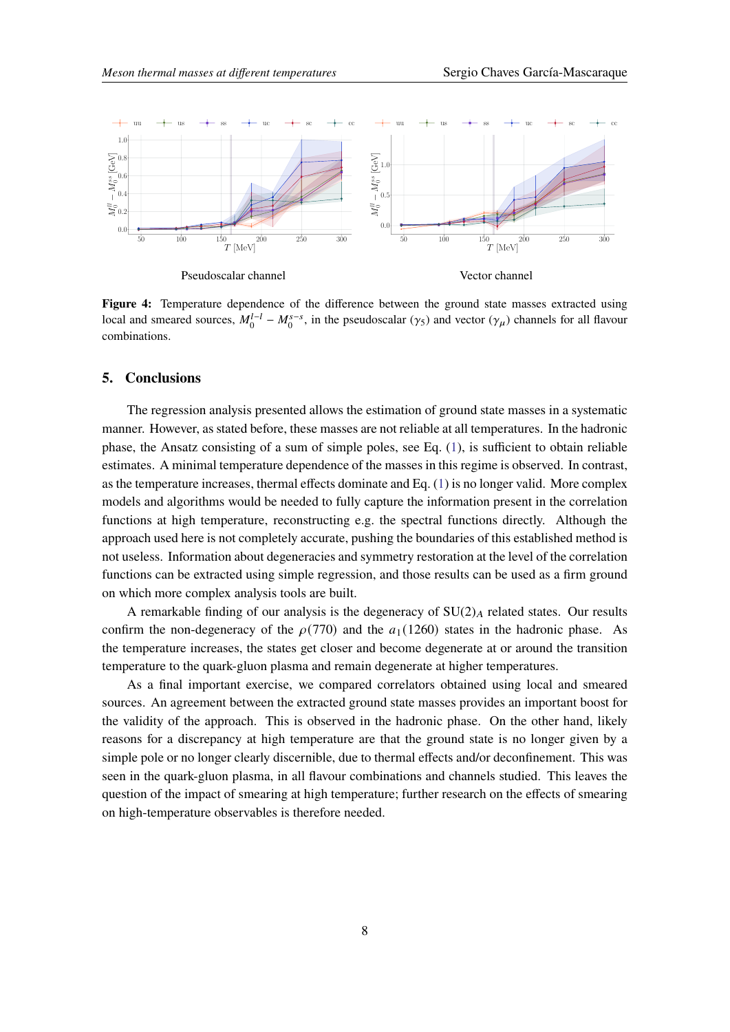Pseudoscalar channel

Vector channel

**Figure 4:** Temperature dependence of the difference between the ground state masses extracted using local and smeared sources, $M_0^{l-l} - M_0^{s-s}$, in the pseudoscalar ($\gamma_5$) and vector ($\gamma_\mu$) channels for all flavour combinations.

## 5. Conclusions

The regression analysis presented allows the estimation of ground state masses in a systematic manner. However, as stated before, these masses are not reliable at all temperatures. In the hadronic phase, the Ansatz consisting of a sum of simple poles, see Eq. (1), is sufficient to obtain reliable estimates. A minimal temperature dependence of the masses in this regime is observed. In contrast, as the temperature increases, thermal effects dominate and Eq. (1) is no longer valid. More complex models and algorithms would be needed to fully capture the information present in the correlation functions at high temperature, reconstructing e.g. the spectral functions directly. Although the approach used here is not completely accurate, pushing the boundaries of this established method is not useless. Information about degeneracies and symmetry restoration at the level of the correlation functions can be extracted using simple regression, and those results can be used as a firm ground on which more complex analysis tools are built.

A remarkable finding of our analysis is the degeneracy of $SU(2)_A$ related states. Our results confirm the non-degeneracy of the $\rho(770)$ and the $a_1(1260)$ states in the hadronic phase. As the temperature increases, the states get closer and become degenerate at or around the transition temperature to the quark-gluon plasma and remain degenerate at higher temperatures.

As a final important exercise, we compared correlators obtained using local and smeared sources. An agreement between the extracted ground state masses provides an important boost for the validity of the approach. This is observed in the hadronic phase. On the other hand, likely reasons for a discrepancy at high temperature are that the ground state is no longer given by a simple pole or no longer clearly discernible, due to thermal effects and/or deconfinement. This was seen in the quark-gluon plasma, in all flavour combinations and channels studied. This leaves the question of the impact of smearing at high temperature; further research on the effects of smearing on high-temperature observables is therefore needed.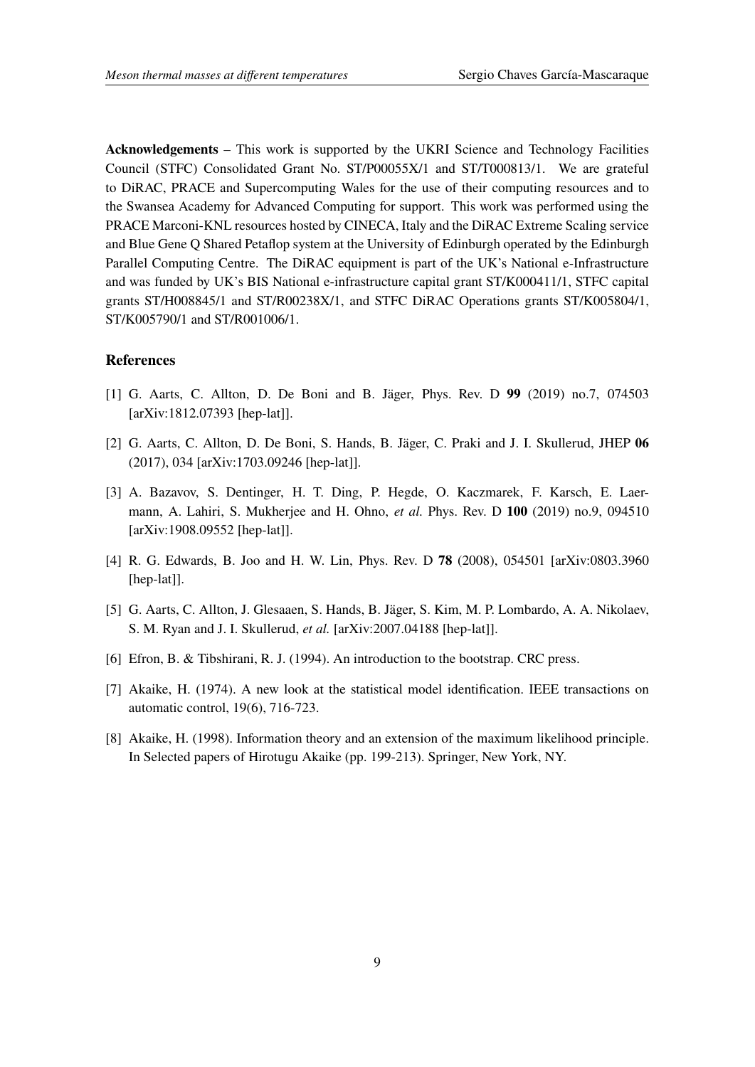**Acknowledgements** – This work is supported by the UKRI Science and Technology Facilities Council (STFC) Consolidated Grant No. ST/P00055X/1 and ST/T000813/1. We are grateful to DiRAC, PRACE and Supercomputing Wales for the use of their computing resources and to the Swansea Academy for Advanced Computing for support. This work was performed using the PRACE Marconi-KNL resources hosted by CINECA, Italy and the DiRAC Extreme Scaling service and Blue Gene Q Shared Petaflop system at the University of Edinburgh operated by the Edinburgh Parallel Computing Centre. The DiRAC equipment is part of the UK's National e-Infrastructure and was funded by UK's BIS National e-infrastructure capital grant ST/K000411/1, STFC capital grants ST/H008845/1 and ST/R00238X/1, and STFC DiRAC Operations grants ST/K005804/1, ST/K005790/1 and ST/R001006/1.

## References

[1] G. Aarts, C. Allton, D. De Boni and B. Jäger, Phys. Rev. D **99** (2019) no.7, 074503 [arXiv:1812.07393 [hep-lat]].

[2] G. Aarts, C. Allton, D. De Boni, S. Hands, B. Jäger, C. Praki and J. I. Skullerud, JHEP **06** (2017), 034 [arXiv:1703.09246 [hep-lat]].

[3] A. Bazavov, S. Dentinger, H. T. Ding, P. Hegde, O. Kaczmarek, F. Karsch, E. Laermann, A. Lahiri, S. Mukherjee and H. Ohno, *et al.* Phys. Rev. D **100** (2019) no.9, 094510 [arXiv:1908.09552 [hep-lat]].

[4] R. G. Edwards, B. Joo and H. W. Lin, Phys. Rev. D **78** (2008), 054501 [arXiv:0803.3960 [hep-lat]].

[5] G. Aarts, C. Allton, J. Glesaaen, S. Hands, B. Jäger, S. Kim, M. P. Lombardo, A. A. Nikolaev, S. M. Ryan and J. I. Skullerud, *et al.* [arXiv:2007.04188 [hep-lat]].

[6] Efron, B. & Tibshirani, R. J. (1994). An introduction to the bootstrap. CRC press.

[7] Akaike, H. (1974). A new look at the statistical model identification. IEEE transactions on automatic control, 19(6), 716-723.

[8] Akaike, H. (1998). Information theory and an extension of the maximum likelihood principle. In Selected papers of Hirotugu Akaike (pp. 199-213). Springer, New York, NY.